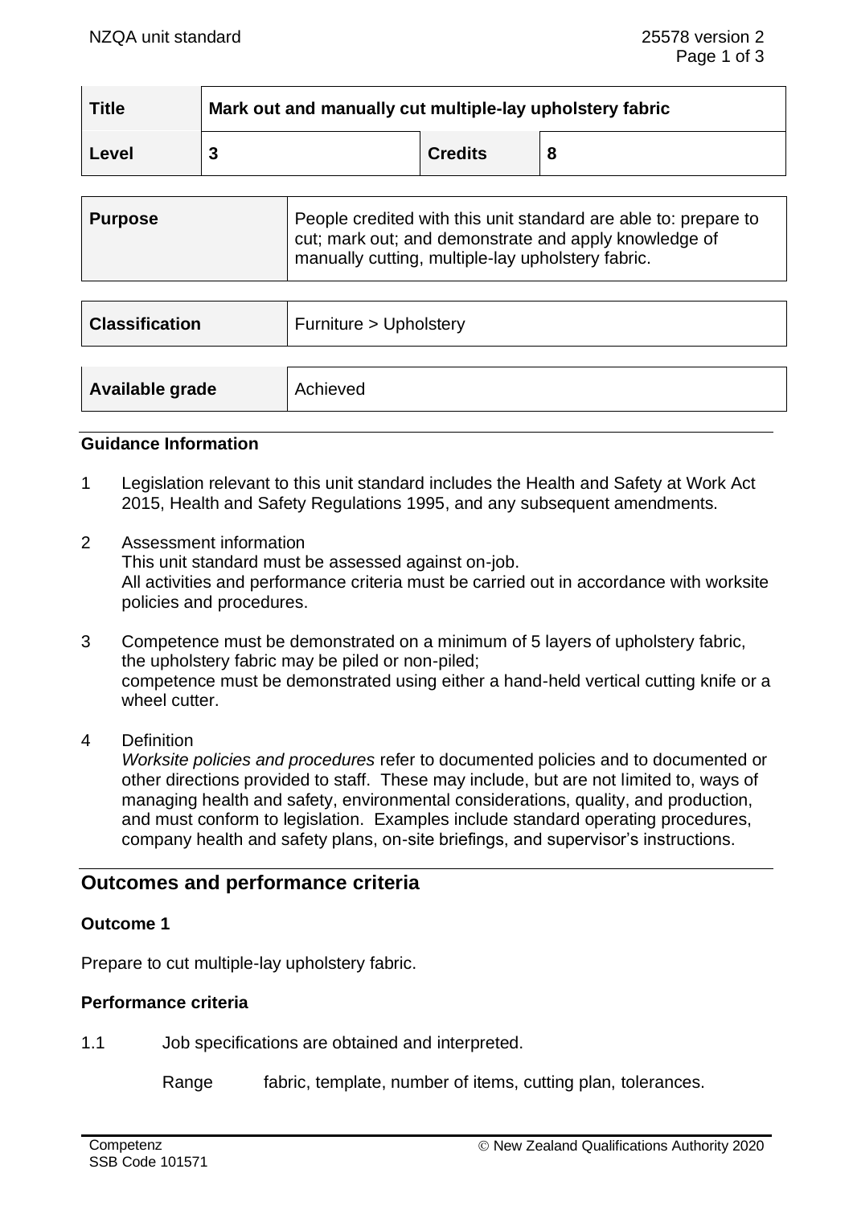| Title | Mark out and manually cut multiple-lay upholstery fabric | | |
|---|---|---|---|
| Level | 3 | Credits | 8 |

| Purpose | People credited with this unit standard are able to: prepare to cut; mark out; and demonstrate and apply knowledge of manually cutting, multiple-lay upholstery fabric. |
|---|---|

| Classification | Furniture > Upholstery |
|---|---|

| Available grade | Achieved |
|---|---|

### Guidance Information

1 Legislation relevant to this unit standard includes the Health and Safety at Work Act 2015, Health and Safety Regulations 1995, and any subsequent amendments.

2 Assessment information
This unit standard must be assessed against on-job.
All activities and performance criteria must be carried out in accordance with worksite policies and procedures.

3 Competence must be demonstrated on a minimum of 5 layers of upholstery fabric, the upholstery fabric may be piled or non-piled;
competence must be demonstrated using either a hand-held vertical cutting knife or a wheel cutter.

4 Definition
*Worksite policies and procedures* refer to documented policies and to documented or other directions provided to staff. These may include, but are not limited to, ways of managing health and safety, environmental considerations, quality, and production, and must conform to legislation. Examples include standard operating procedures, company health and safety plans, on-site briefings, and supervisor's instructions.

## Outcomes and performance criteria

### Outcome 1

Prepare to cut multiple-lay upholstery fabric.

### Performance criteria

1.1 Job specifications are obtained and interpreted.

Range fabric, template, number of items, cutting plan, tolerances.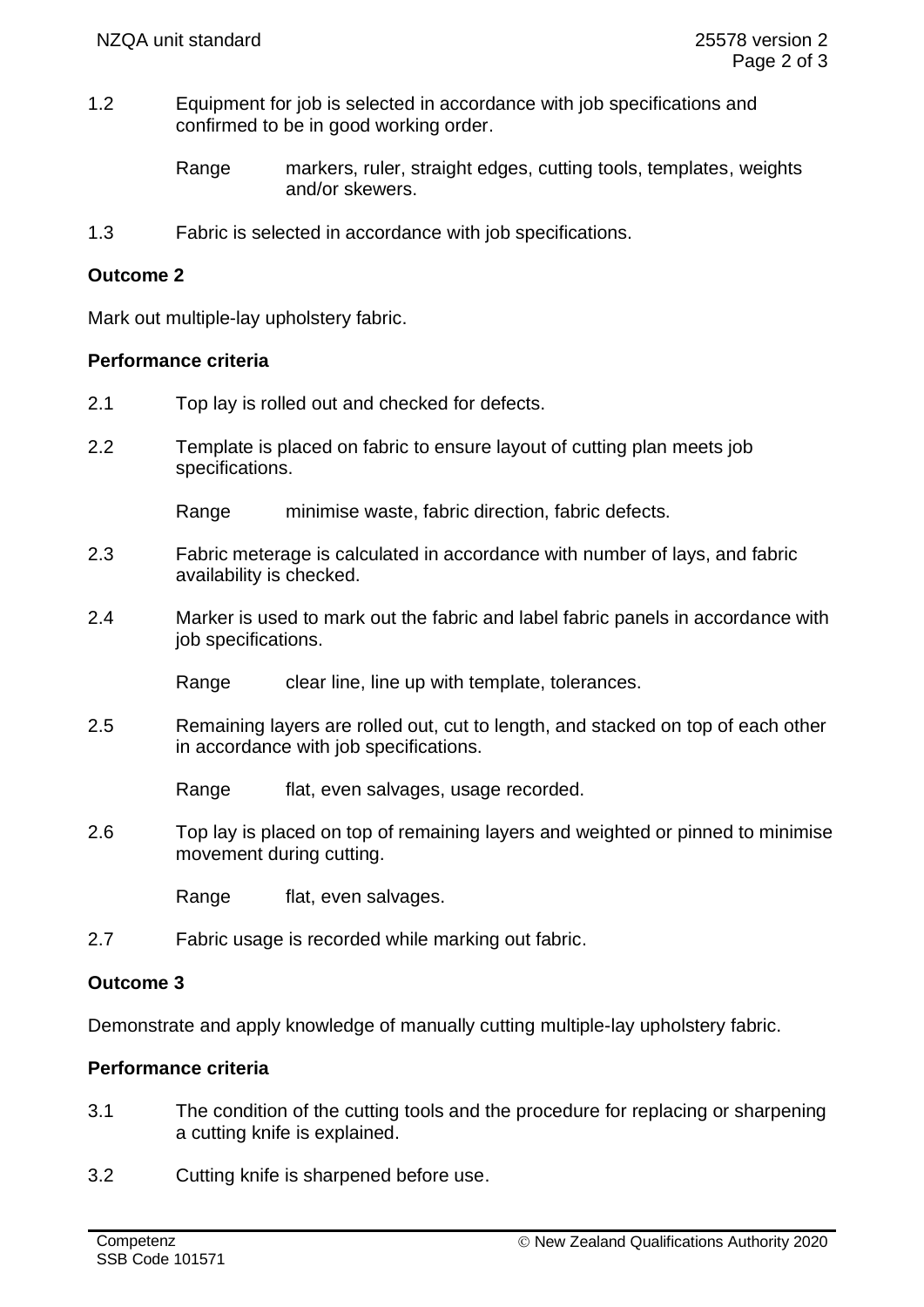1.2 Equipment for job is selected in accordance with job specifications and confirmed to be in good working order.

Range markers, ruler, straight edges, cutting tools, templates, weights and/or skewers.

1.3 Fabric is selected in accordance with job specifications.

**Outcome 2**

Mark out multiple-lay upholstery fabric.

**Performance criteria**

2.1 Top lay is rolled out and checked for defects.

2.2 Template is placed on fabric to ensure layout of cutting plan meets job specifications.

Range minimise waste, fabric direction, fabric defects.

2.3 Fabric meterage is calculated in accordance with number of lays, and fabric availability is checked.

2.4 Marker is used to mark out the fabric and label fabric panels in accordance with job specifications.

Range clear line, line up with template, tolerances.

2.5 Remaining layers are rolled out, cut to length, and stacked on top of each other in accordance with job specifications.

Range flat, even salvages, usage recorded.

2.6 Top lay is placed on top of remaining layers and weighted or pinned to minimise movement during cutting.

Range flat, even salvages.

2.7 Fabric usage is recorded while marking out fabric.

**Outcome 3**

Demonstrate and apply knowledge of manually cutting multiple-lay upholstery fabric.

**Performance criteria**

3.1 The condition of the cutting tools and the procedure for replacing or sharpening a cutting knife is explained.

3.2 Cutting knife is sharpened before use.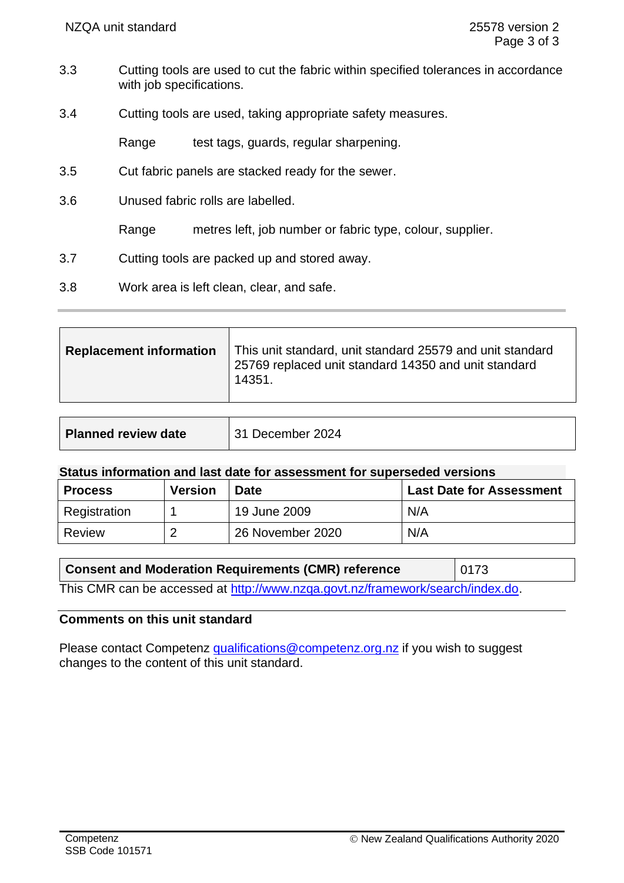3.3 Cutting tools are used to cut the fabric within specified tolerances in accordance with job specifications.

3.4 Cutting tools are used, taking appropriate safety measures.

Range test tags, guards, regular sharpening.

3.5 Cut fabric panels are stacked ready for the sewer.

3.6 Unused fabric rolls are labelled.

Range metres left, job number or fabric type, colour, supplier.

3.7 Cutting tools are packed up and stored away.

3.8 Work area is left clean, clear, and safe.

---

| | |
|---|---|
| **Replacement information** | This unit standard, unit standard 25579 and unit standard 25769 replaced unit standard 14350 and unit standard 14351. |

| | |
|---|---|
| **Planned review date** | 31 December 2024 |

**Status information and last date for assessment for superseded versions**

| Process | Version | Date | Last Date for Assessment |
|---|---|---|---|
| Registration | 1 | 19 June 2009 | N/A |
| Review | 2 | 26 November 2020 | N/A |

| | |
|---|---|
| **Consent and Moderation Requirements (CMR) reference** | 0173 |

This CMR can be accessed at http://www.nzqa.govt.nz/framework/search/index.do.

**Comments on this unit standard**

Please contact Competenz qualifications@competenz.org.nz if you wish to suggest changes to the content of this unit standard.